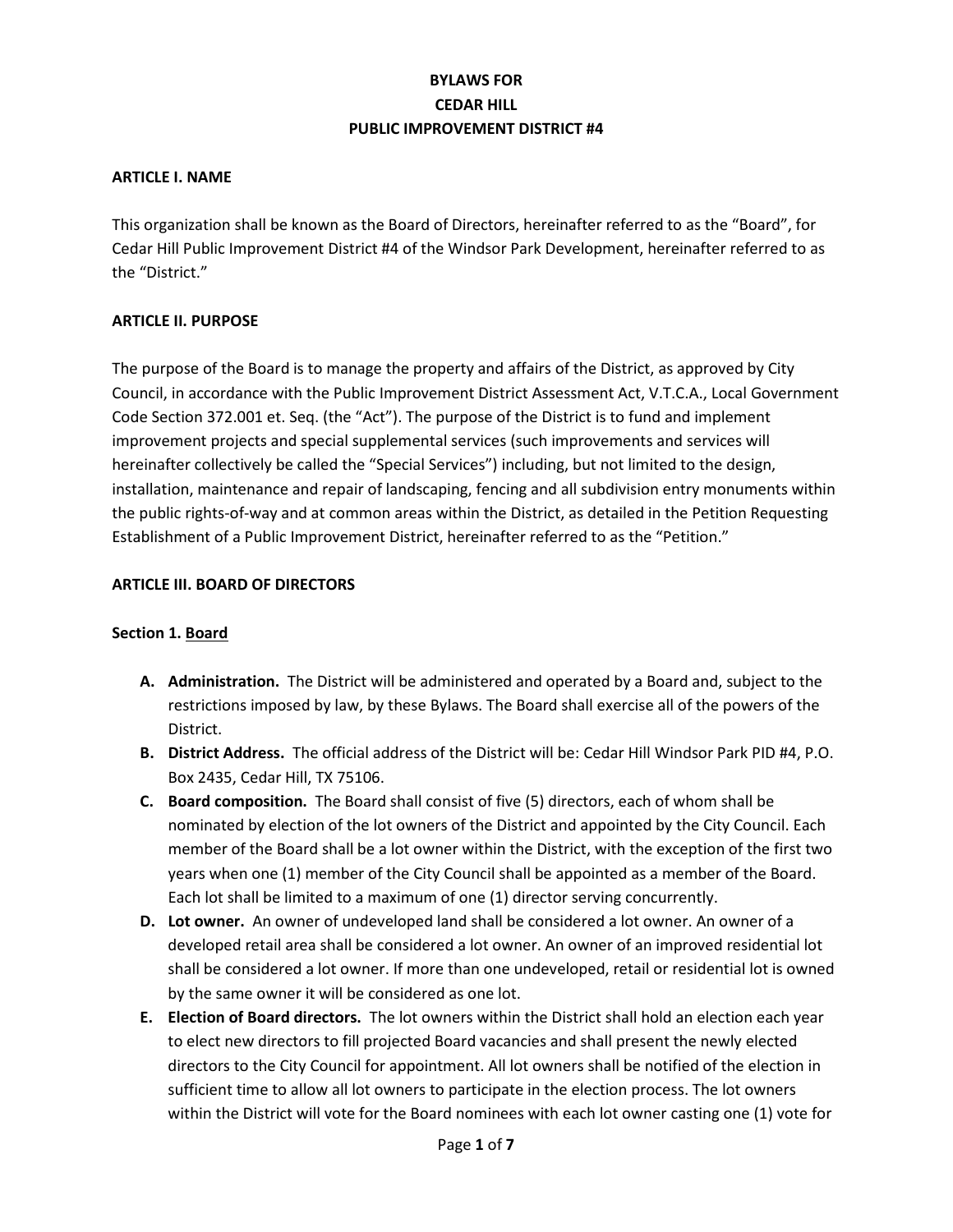# BYLAWS FOR
# CEDAR HILL
# PUBLIC IMPROVEMENT DISTRICT #4

## ARTICLE I. NAME

This organization shall be known as the Board of Directors, hereinafter referred to as the "Board", for Cedar Hill Public Improvement District #4 of the Windsor Park Development, hereinafter referred to as the "District."

## ARTICLE II. PURPOSE

The purpose of the Board is to manage the property and affairs of the District, as approved by City Council, in accordance with the Public Improvement District Assessment Act, V.T.C.A., Local Government Code Section 372.001 et. Seq. (the "Act"). The purpose of the District is to fund and implement improvement projects and special supplemental services (such improvements and services will hereinafter collectively be called the "Special Services") including, but not limited to the design, installation, maintenance and repair of landscaping, fencing and all subdivision entry monuments within the public rights-of-way and at common areas within the District, as detailed in the Petition Requesting Establishment of a Public Improvement District, hereinafter referred to as the "Petition."

## ARTICLE III. BOARD OF DIRECTORS

### Section 1. Board

A. **Administration.** The District will be administered and operated by a Board and, subject to the restrictions imposed by law, by these Bylaws. The Board shall exercise all of the powers of the District.

B. **District Address.** The official address of the District will be: Cedar Hill Windsor Park PID #4, P.O. Box 2435, Cedar Hill, TX 75106.

C. **Board composition.** The Board shall consist of five (5) directors, each of whom shall be nominated by election of the lot owners of the District and appointed by the City Council. Each member of the Board shall be a lot owner within the District, with the exception of the first two years when one (1) member of the City Council shall be appointed as a member of the Board. Each lot shall be limited to a maximum of one (1) director serving concurrently.

D. **Lot owner.** An owner of undeveloped land shall be considered a lot owner. An owner of a developed retail area shall be considered a lot owner. An owner of an improved residential lot shall be considered a lot owner. If more than one undeveloped, retail or residential lot is owned by the same owner it will be considered as one lot.

E. **Election of Board directors.** The lot owners within the District shall hold an election each year to elect new directors to fill projected Board vacancies and shall present the newly elected directors to the City Council for appointment. All lot owners shall be notified of the election in sufficient time to allow all lot owners to participate in the election process. The lot owners within the District will vote for the Board nominees with each lot owner casting one (1) vote for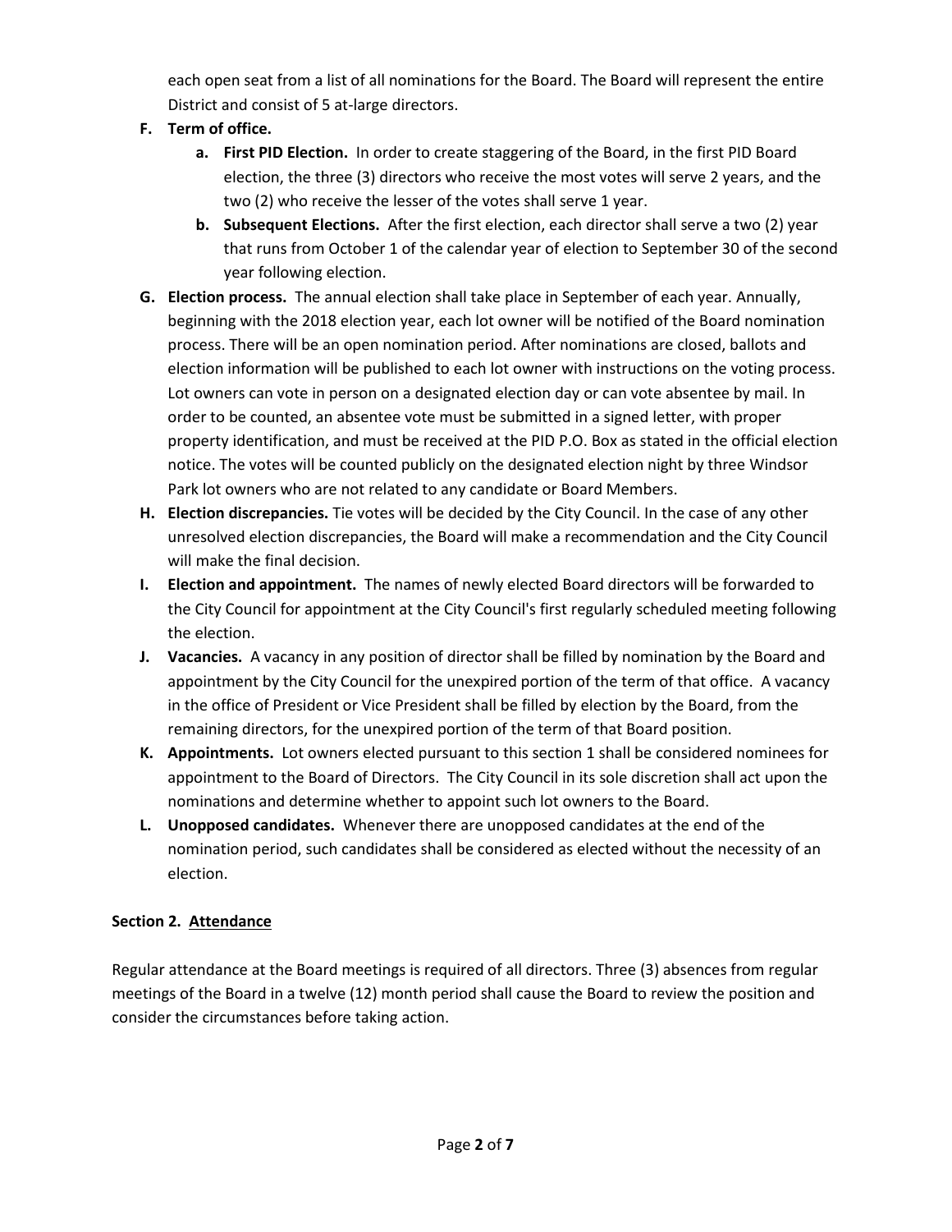each open seat from a list of all nominations for the Board. The Board will represent the entire District and consist of 5 at-large directors.

**F. Term of office.**

   **a. First PID Election.** In order to create staggering of the Board, in the first PID Board election, the three (3) directors who receive the most votes will serve 2 years, and the two (2) who receive the lesser of the votes shall serve 1 year.

   **b. Subsequent Elections.** After the first election, each director shall serve a two (2) year that runs from October 1 of the calendar year of election to September 30 of the second year following election.

**G. Election process.** The annual election shall take place in September of each year. Annually, beginning with the 2018 election year, each lot owner will be notified of the Board nomination process. There will be an open nomination period. After nominations are closed, ballots and election information will be published to each lot owner with instructions on the voting process. Lot owners can vote in person on a designated election day or can vote absentee by mail. In order to be counted, an absentee vote must be submitted in a signed letter, with proper property identification, and must be received at the PID P.O. Box as stated in the official election notice. The votes will be counted publicly on the designated election night by three Windsor Park lot owners who are not related to any candidate or Board Members.

**H. Election discrepancies.** Tie votes will be decided by the City Council. In the case of any other unresolved election discrepancies, the Board will make a recommendation and the City Council will make the final decision.

**I. Election and appointment.** The names of newly elected Board directors will be forwarded to the City Council for appointment at the City Council's first regularly scheduled meeting following the election.

**J. Vacancies.** A vacancy in any position of director shall be filled by nomination by the Board and appointment by the City Council for the unexpired portion of the term of that office. A vacancy in the office of President or Vice President shall be filled by election by the Board, from the remaining directors, for the unexpired portion of the term of that Board position.

**K. Appointments.** Lot owners elected pursuant to this section 1 shall be considered nominees for appointment to the Board of Directors. The City Council in its sole discretion shall act upon the nominations and determine whether to appoint such lot owners to the Board.

**L. Unopposed candidates.** Whenever there are unopposed candidates at the end of the nomination period, such candidates shall be considered as elected without the necessity of an election.

### Section 2. Attendance

Regular attendance at the Board meetings is required of all directors. Three (3) absences from regular meetings of the Board in a twelve (12) month period shall cause the Board to review the position and consider the circumstances before taking action.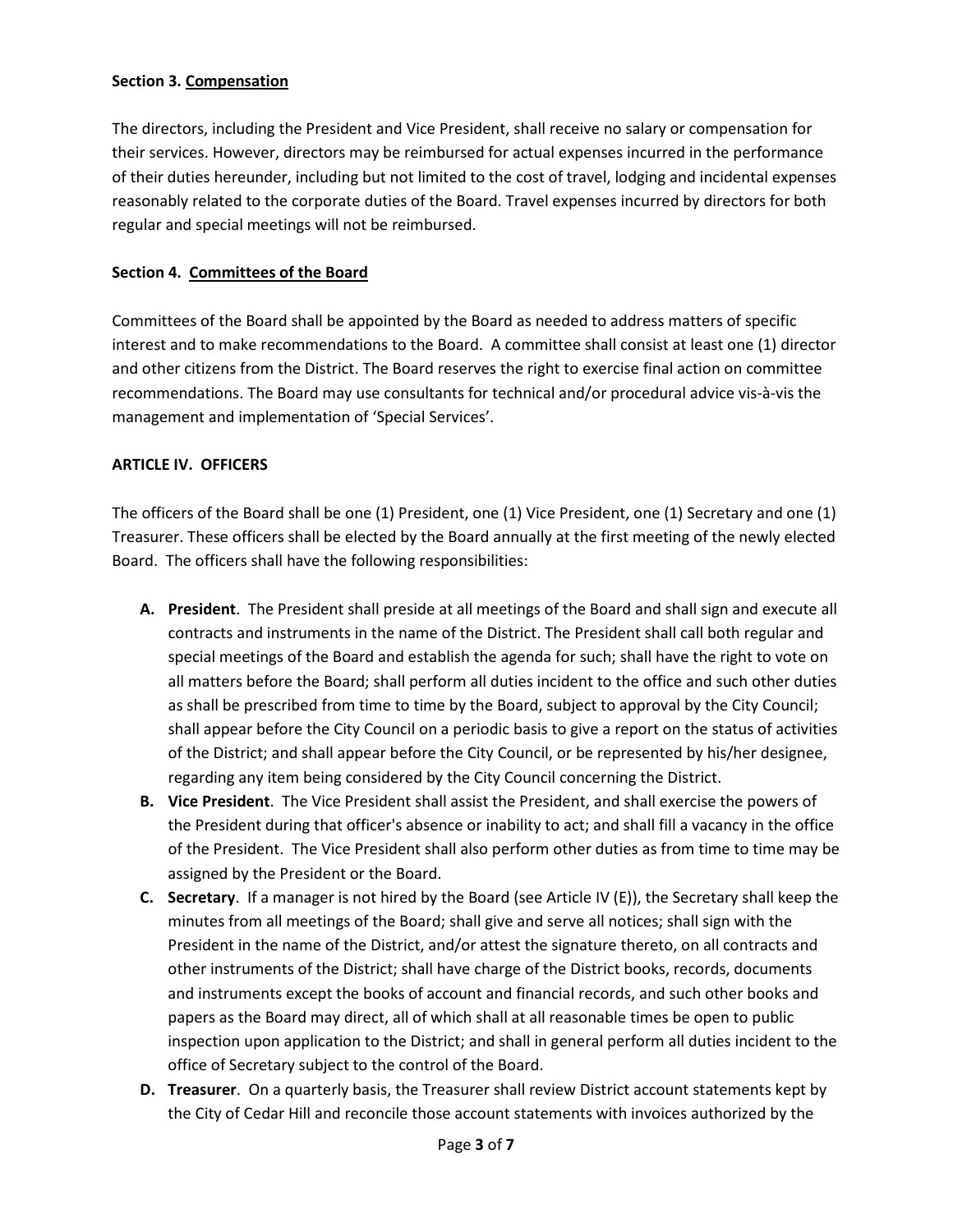**Section 3. <u>Compensation</u>**

The directors, including the President and Vice President, shall receive no salary or compensation for their services. However, directors may be reimbursed for actual expenses incurred in the performance of their duties hereunder, including but not limited to the cost of travel, lodging and incidental expenses reasonably related to the corporate duties of the Board. Travel expenses incurred by directors for both regular and special meetings will not be reimbursed.

**Section 4. <u>Committees of the Board</u>**

Committees of the Board shall be appointed by the Board as needed to address matters of specific interest and to make recommendations to the Board. A committee shall consist at least one (1) director and other citizens from the District. The Board reserves the right to exercise final action on committee recommendations. The Board may use consultants for technical and/or procedural advice vis-à-vis the management and implementation of 'Special Services'.

**ARTICLE IV. OFFICERS**

The officers of the Board shall be one (1) President, one (1) Vice President, one (1) Secretary and one (1) Treasurer. These officers shall be elected by the Board annually at the first meeting of the newly elected Board. The officers shall have the following responsibilities:

- **A. President**. The President shall preside at all meetings of the Board and shall sign and execute all contracts and instruments in the name of the District. The President shall call both regular and special meetings of the Board and establish the agenda for such; shall have the right to vote on all matters before the Board; shall perform all duties incident to the office and such other duties as shall be prescribed from time to time by the Board, subject to approval by the City Council; shall appear before the City Council on a periodic basis to give a report on the status of activities of the District; and shall appear before the City Council, or be represented by his/her designee, regarding any item being considered by the City Council concerning the District.
- **B. Vice President**. The Vice President shall assist the President, and shall exercise the powers of the President during that officer's absence or inability to act; and shall fill a vacancy in the office of the President. The Vice President shall also perform other duties as from time to time may be assigned by the President or the Board.
- **C. Secretary**. If a manager is not hired by the Board (see Article IV (E)), the Secretary shall keep the minutes from all meetings of the Board; shall give and serve all notices; shall sign with the President in the name of the District, and/or attest the signature thereto, on all contracts and other instruments of the District; shall have charge of the District books, records, documents and instruments except the books of account and financial records, and such other books and papers as the Board may direct, all of which shall at all reasonable times be open to public inspection upon application to the District; and shall in general perform all duties incident to the office of Secretary subject to the control of the Board.
- **D. Treasurer**. On a quarterly basis, the Treasurer shall review District account statements kept by the City of Cedar Hill and reconcile those account statements with invoices authorized by the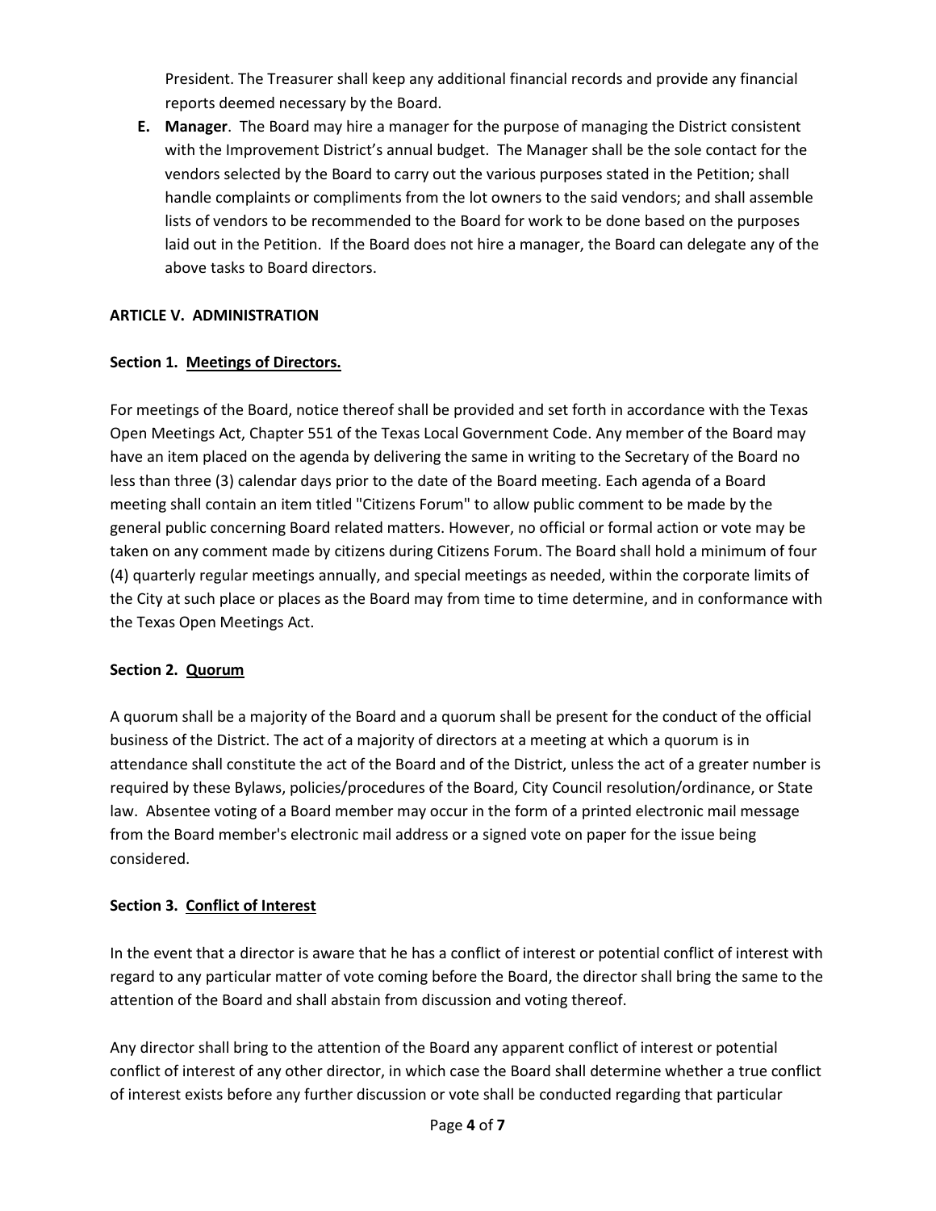President. The Treasurer shall keep any additional financial records and provide any financial reports deemed necessary by the Board.

**E. Manager**. The Board may hire a manager for the purpose of managing the District consistent with the Improvement District's annual budget. The Manager shall be the sole contact for the vendors selected by the Board to carry out the various purposes stated in the Petition; shall handle complaints or compliments from the lot owners to the said vendors; and shall assemble lists of vendors to be recommended to the Board for work to be done based on the purposes laid out in the Petition. If the Board does not hire a manager, the Board can delegate any of the above tasks to Board directors.

## ARTICLE V. ADMINISTRATION

### Section 1. Meetings of Directors.

For meetings of the Board, notice thereof shall be provided and set forth in accordance with the Texas Open Meetings Act, Chapter 551 of the Texas Local Government Code. Any member of the Board may have an item placed on the agenda by delivering the same in writing to the Secretary of the Board no less than three (3) calendar days prior to the date of the Board meeting. Each agenda of a Board meeting shall contain an item titled "Citizens Forum" to allow public comment to be made by the general public concerning Board related matters. However, no official or formal action or vote may be taken on any comment made by citizens during Citizens Forum. The Board shall hold a minimum of four (4) quarterly regular meetings annually, and special meetings as needed, within the corporate limits of the City at such place or places as the Board may from time to time determine, and in conformance with the Texas Open Meetings Act.

### Section 2. Quorum

A quorum shall be a majority of the Board and a quorum shall be present for the conduct of the official business of the District. The act of a majority of directors at a meeting at which a quorum is in attendance shall constitute the act of the Board and of the District, unless the act of a greater number is required by these Bylaws, policies/procedures of the Board, City Council resolution/ordinance, or State law. Absentee voting of a Board member may occur in the form of a printed electronic mail message from the Board member's electronic mail address or a signed vote on paper for the issue being considered.

### Section 3. Conflict of Interest

In the event that a director is aware that he has a conflict of interest or potential conflict of interest with regard to any particular matter of vote coming before the Board, the director shall bring the same to the attention of the Board and shall abstain from discussion and voting thereof.

Any director shall bring to the attention of the Board any apparent conflict of interest or potential conflict of interest of any other director, in which case the Board shall determine whether a true conflict of interest exists before any further discussion or vote shall be conducted regarding that particular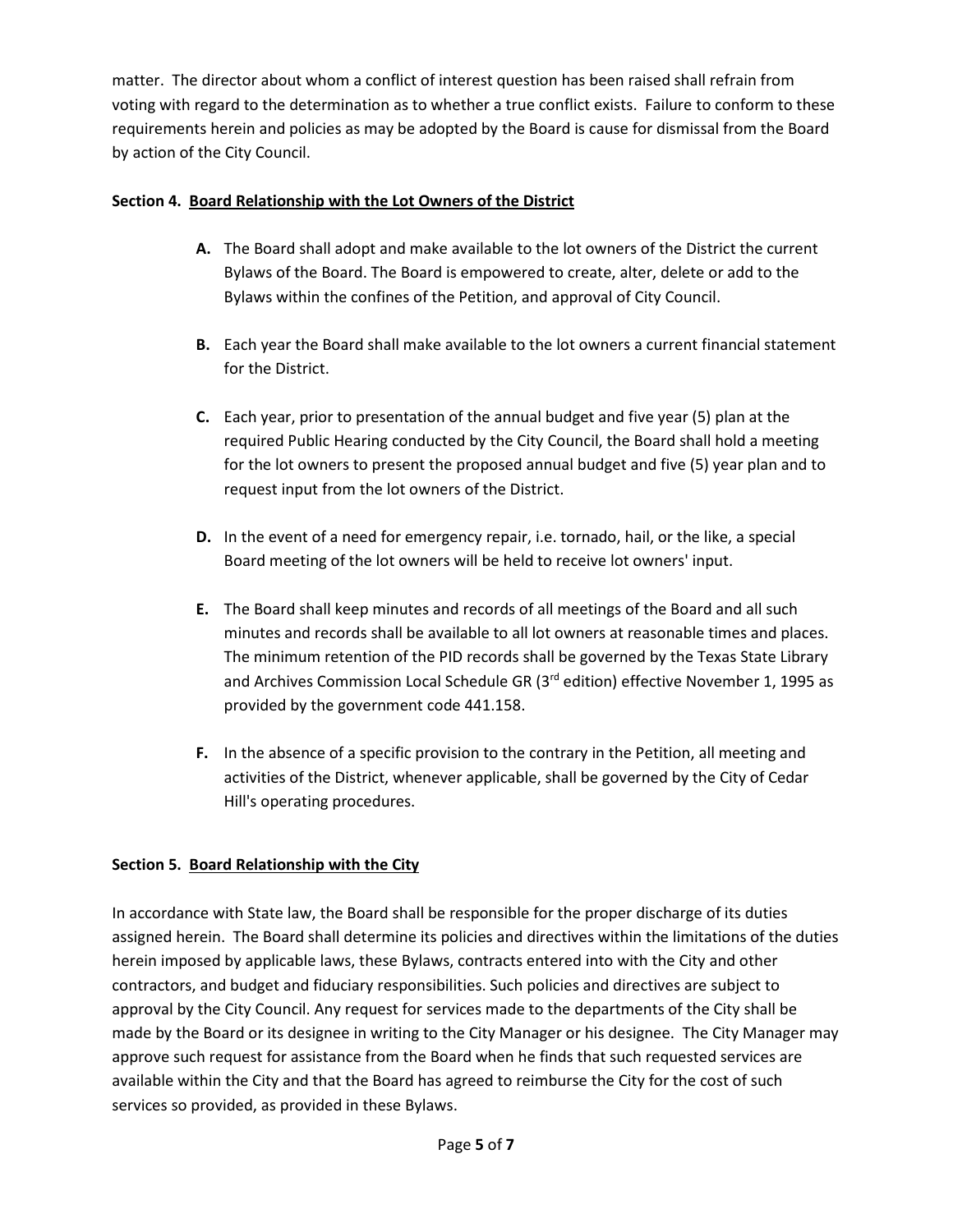matter. The director about whom a conflict of interest question has been raised shall refrain from voting with regard to the determination as to whether a true conflict exists. Failure to conform to these requirements herein and policies as may be adopted by the Board is cause for dismissal from the Board by action of the City Council.

**Section 4. Board Relationship with the Lot Owners of the District**

- **A.** The Board shall adopt and make available to the lot owners of the District the current Bylaws of the Board. The Board is empowered to create, alter, delete or add to the Bylaws within the confines of the Petition, and approval of City Council.

- **B.** Each year the Board shall make available to the lot owners a current financial statement for the District.

- **C.** Each year, prior to presentation of the annual budget and five year (5) plan at the required Public Hearing conducted by the City Council, the Board shall hold a meeting for the lot owners to present the proposed annual budget and five (5) year plan and to request input from the lot owners of the District.

- **D.** In the event of a need for emergency repair, i.e. tornado, hail, or the like, a special Board meeting of the lot owners will be held to receive lot owners' input.

- **E.** The Board shall keep minutes and records of all meetings of the Board and all such minutes and records shall be available to all lot owners at reasonable times and places. The minimum retention of the PID records shall be governed by the Texas State Library and Archives Commission Local Schedule GR (3rd edition) effective November 1, 1995 as provided by the government code 441.158.

- **F.** In the absence of a specific provision to the contrary in the Petition, all meeting and activities of the District, whenever applicable, shall be governed by the City of Cedar Hill's operating procedures.

**Section 5. Board Relationship with the City**

In accordance with State law, the Board shall be responsible for the proper discharge of its duties assigned herein. The Board shall determine its policies and directives within the limitations of the duties herein imposed by applicable laws, these Bylaws, contracts entered into with the City and other contractors, and budget and fiduciary responsibilities. Such policies and directives are subject to approval by the City Council. Any request for services made to the departments of the City shall be made by the Board or its designee in writing to the City Manager or his designee. The City Manager may approve such request for assistance from the Board when he finds that such requested services are available within the City and that the Board has agreed to reimburse the City for the cost of such services so provided, as provided in these Bylaws.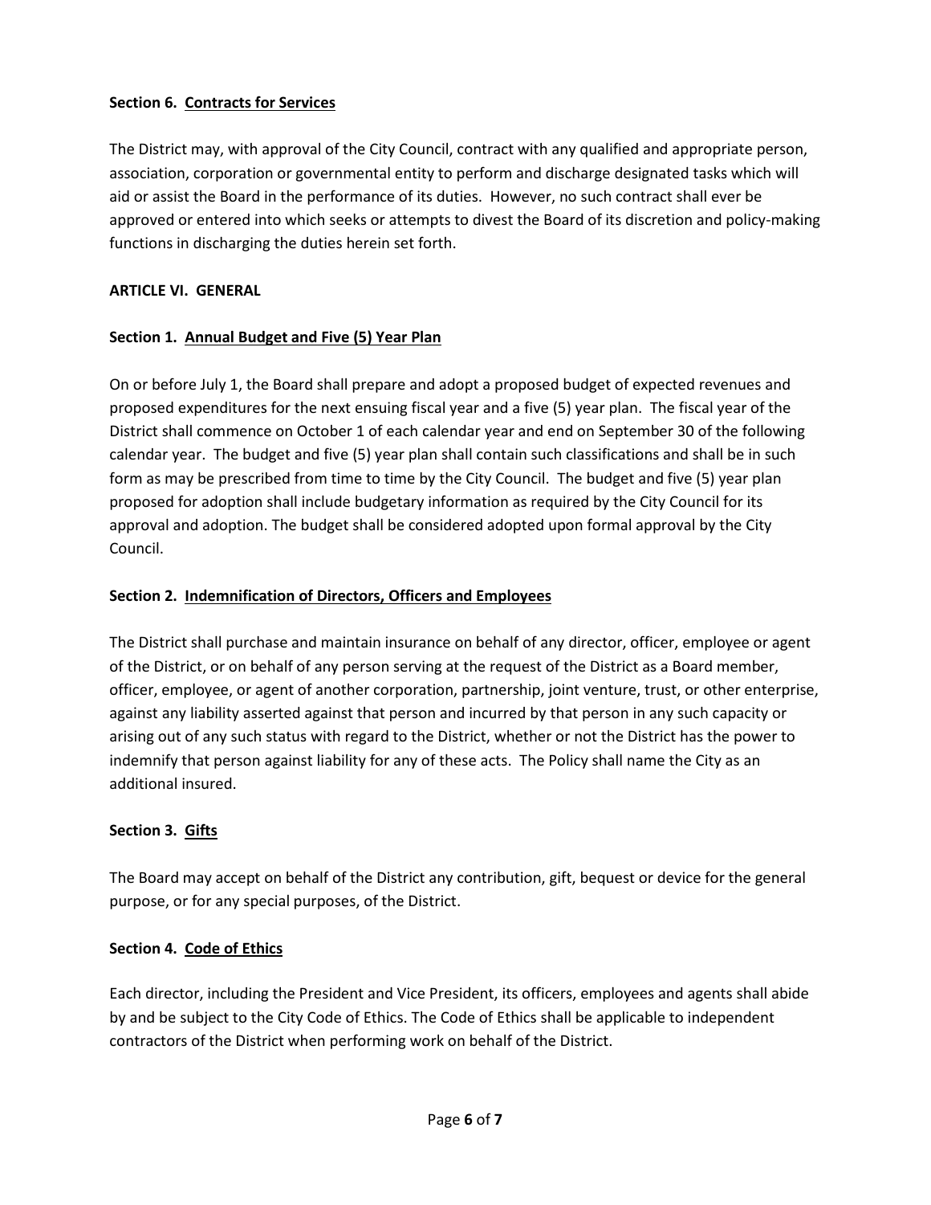**Section 6. Contracts for Services**

The District may, with approval of the City Council, contract with any qualified and appropriate person, association, corporation or governmental entity to perform and discharge designated tasks which will aid or assist the Board in the performance of its duties. However, no such contract shall ever be approved or entered into which seeks or attempts to divest the Board of its discretion and policy-making functions in discharging the duties herein set forth.

## ARTICLE VI. GENERAL

**Section 1. Annual Budget and Five (5) Year Plan**

On or before July 1, the Board shall prepare and adopt a proposed budget of expected revenues and proposed expenditures for the next ensuing fiscal year and a five (5) year plan. The fiscal year of the District shall commence on October 1 of each calendar year and end on September 30 of the following calendar year. The budget and five (5) year plan shall contain such classifications and shall be in such form as may be prescribed from time to time by the City Council. The budget and five (5) year plan proposed for adoption shall include budgetary information as required by the City Council for its approval and adoption. The budget shall be considered adopted upon formal approval by the City Council.

**Section 2. Indemnification of Directors, Officers and Employees**

The District shall purchase and maintain insurance on behalf of any director, officer, employee or agent of the District, or on behalf of any person serving at the request of the District as a Board member, officer, employee, or agent of another corporation, partnership, joint venture, trust, or other enterprise, against any liability asserted against that person and incurred by that person in any such capacity or arising out of any such status with regard to the District, whether or not the District has the power to indemnify that person against liability for any of these acts. The Policy shall name the City as an additional insured.

**Section 3. Gifts**

The Board may accept on behalf of the District any contribution, gift, bequest or device for the general purpose, or for any special purposes, of the District.

**Section 4. Code of Ethics**

Each director, including the President and Vice President, its officers, employees and agents shall abide by and be subject to the City Code of Ethics. The Code of Ethics shall be applicable to independent contractors of the District when performing work on behalf of the District.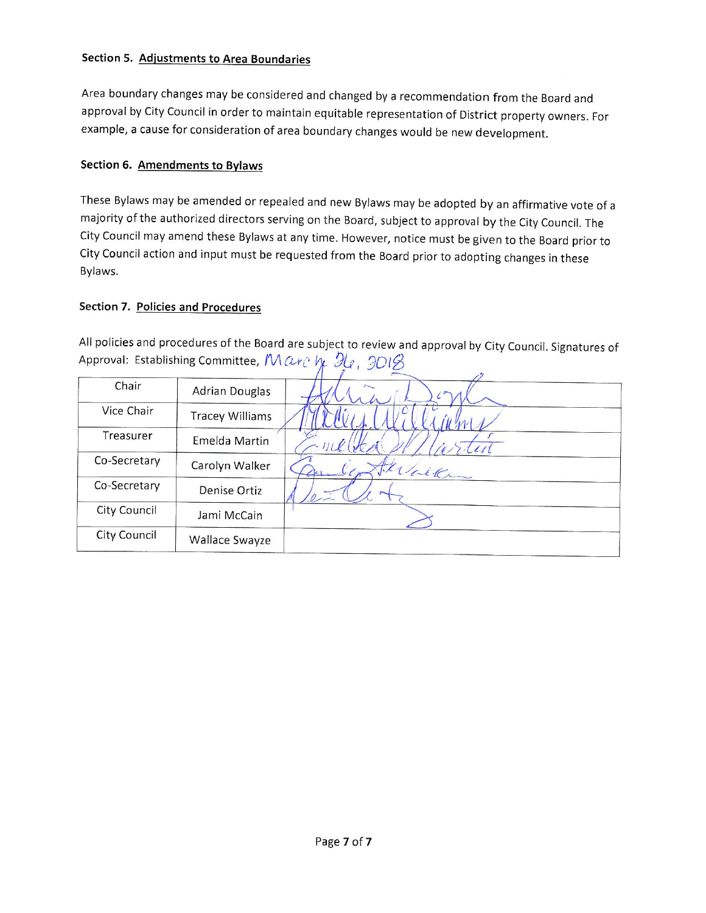### Section 5. Adjustments to Area Boundaries

Area boundary changes may be considered and changed by a recommendation from the Board and approval by City Council in order to maintain equitable representation of District property owners. For example, a cause for consideration of area boundary changes would be new development.

### Section 6. Amendments to Bylaws

These Bylaws may be amended or repealed and new Bylaws may be adopted by an affirmative vote of a majority of the authorized directors serving on the Board, subject to approval by the City Council. The City Council may amend these Bylaws at any time. However, notice must be given to the Board prior to City Council action and input must be requested from the Board prior to adopting changes in these Bylaws.

### Section 7. Policies and Procedures

All policies and procedures of the Board are subject to review and approval by City Council. Signatures of Approval: Establishing Committee, March 26, 2018

| | | |
|---|---|---|
| Chair | Adrian Douglas | Adrian Douglas |
| Vice Chair | Tracey Williams | Tracey Williams |
| Treasurer | Emelda Martin | Emelda Martin |
| Co-Secretary | Carolyn Walker | Carolyn Walker |
| Co-Secretary | Denise Ortiz | Denise Ortiz |
| City Council | Jami McCain | |
| City Council | Wallace Swayze | |